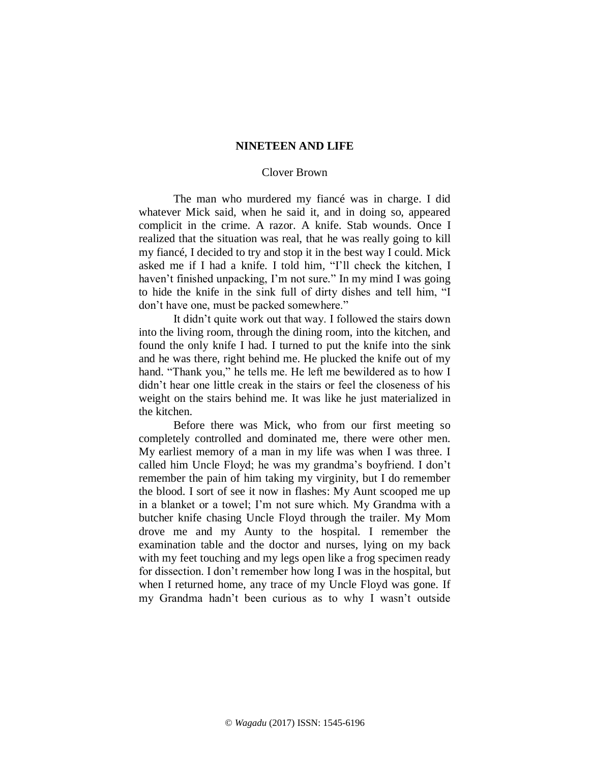# NINETEEN AND LIFE

Clover Brown

The man who murdered my fiancé was in charge. I did whatever Mick said, when he said it, and in doing so, appeared complicit in the crime. A razor. A knife. Stab wounds. Once I realized that the situation was real, that he was really going to kill my fiancé, I decided to try and stop it in the best way I could. Mick asked me if I had a knife. I told him, "I'll check the kitchen, I haven't finished unpacking, I'm not sure." In my mind I was going to hide the knife in the sink full of dirty dishes and tell him, "I don't have one, must be packed somewhere."

It didn't quite work out that way. I followed the stairs down into the living room, through the dining room, into the kitchen, and found the only knife I had. I turned to put the knife into the sink and he was there, right behind me. He plucked the knife out of my hand. "Thank you," he tells me. He left me bewildered as to how I didn't hear one little creak in the stairs or feel the closeness of his weight on the stairs behind me. It was like he just materialized in the kitchen.

Before there was Mick, who from our first meeting so completely controlled and dominated me, there were other men. My earliest memory of a man in my life was when I was three. I called him Uncle Floyd; he was my grandma's boyfriend. I don't remember the pain of him taking my virginity, but I do remember the blood. I sort of see it now in flashes: My Aunt scooped me up in a blanket or a towel; I'm not sure which. My Grandma with a butcher knife chasing Uncle Floyd through the trailer. My Mom drove me and my Aunty to the hospital. I remember the examination table and the doctor and nurses, lying on my back with my feet touching and my legs open like a frog specimen ready for dissection. I don't remember how long I was in the hospital, but when I returned home, any trace of my Uncle Floyd was gone. If my Grandma hadn't been curious as to why I wasn't outside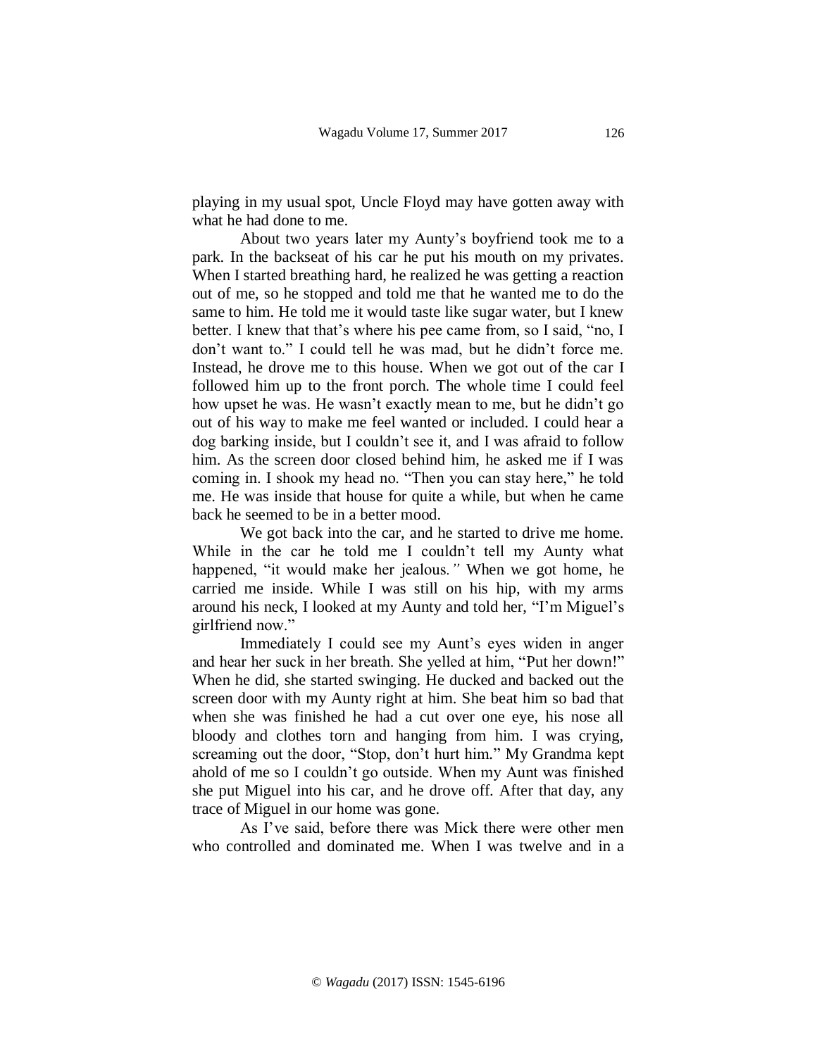playing in my usual spot, Uncle Floyd may have gotten away with what he had done to me.

About two years later my Aunty's boyfriend took me to a park. In the backseat of his car he put his mouth on my privates. When I started breathing hard, he realized he was getting a reaction out of me, so he stopped and told me that he wanted me to do the same to him. He told me it would taste like sugar water, but I knew better. I knew that that's where his pee came from, so I said, "no, I don't want to." I could tell he was mad, but he didn't force me. Instead, he drove me to this house. When we got out of the car I followed him up to the front porch. The whole time I could feel how upset he was. He wasn't exactly mean to me, but he didn't go out of his way to make me feel wanted or included. I could hear a dog barking inside, but I couldn't see it, and I was afraid to follow him. As the screen door closed behind him, he asked me if I was coming in. I shook my head no. "Then you can stay here," he told me. He was inside that house for quite a while, but when he came back he seemed to be in a better mood.

We got back into the car, and he started to drive me home. While in the car he told me I couldn't tell my Aunty what happened, "it would make her jealous*.*" When we got home, he carried me inside. While I was still on his hip, with my arms around his neck, I looked at my Aunty and told her, "I'm Miguel's girlfriend now."

Immediately I could see my Aunt's eyes widen in anger and hear her suck in her breath. She yelled at him, "Put her down!" When he did, she started swinging. He ducked and backed out the screen door with my Aunty right at him. She beat him so bad that when she was finished he had a cut over one eye, his nose all bloody and clothes torn and hanging from him. I was crying, screaming out the door, "Stop, don't hurt him." My Grandma kept ahold of me so I couldn't go outside. When my Aunt was finished she put Miguel into his car, and he drove off. After that day, any trace of Miguel in our home was gone.

As I've said, before there was Mick there were other men who controlled and dominated me. When I was twelve and in a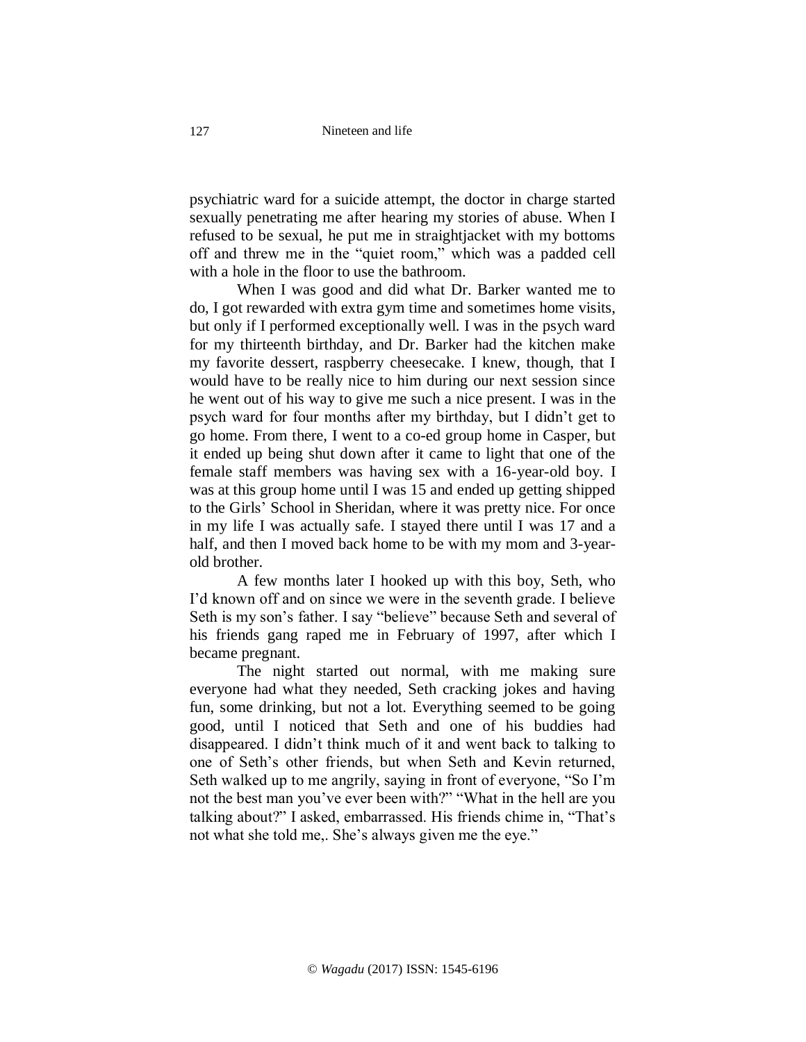psychiatric ward for a suicide attempt, the doctor in charge started sexually penetrating me after hearing my stories of abuse. When I refused to be sexual, he put me in straightjacket with my bottoms off and threw me in the "quiet room," which was a padded cell with a hole in the floor to use the bathroom.

When I was good and did what Dr. Barker wanted me to do, I got rewarded with extra gym time and sometimes home visits, but only if I performed exceptionally well. I was in the psych ward for my thirteenth birthday, and Dr. Barker had the kitchen make my favorite dessert, raspberry cheesecake. I knew, though, that I would have to be really nice to him during our next session since he went out of his way to give me such a nice present. I was in the psych ward for four months after my birthday, but I didn't get to go home. From there, I went to a co-ed group home in Casper, but it ended up being shut down after it came to light that one of the female staff members was having sex with a 16-year-old boy. I was at this group home until I was 15 and ended up getting shipped to the Girls' School in Sheridan, where it was pretty nice. For once in my life I was actually safe. I stayed there until I was 17 and a half, and then I moved back home to be with my mom and 3-year-old brother.

A few months later I hooked up with this boy, Seth, who I'd known off and on since we were in the seventh grade. I believe Seth is my son's father. I say "believe" because Seth and several of his friends gang raped me in February of 1997, after which I became pregnant.

The night started out normal, with me making sure everyone had what they needed, Seth cracking jokes and having fun, some drinking, but not a lot. Everything seemed to be going good, until I noticed that Seth and one of his buddies had disappeared. I didn't think much of it and went back to talking to one of Seth's other friends, but when Seth and Kevin returned, Seth walked up to me angrily, saying in front of everyone, "So I'm not the best man you've ever been with?" "What in the hell are you talking about?" I asked, embarrassed. His friends chime in, "That's not what she told me,. She's always given me the eye."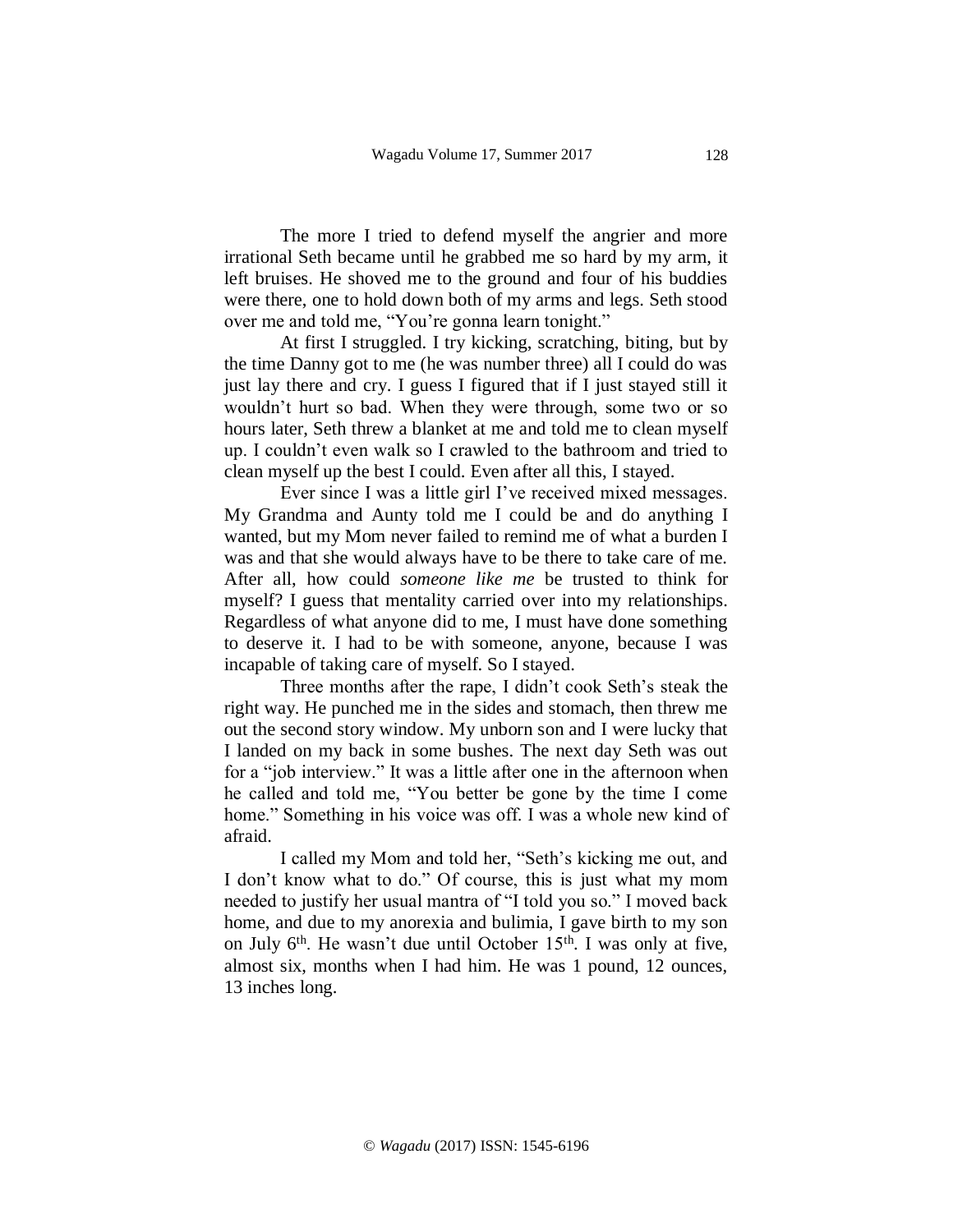The more I tried to defend myself the angrier and more irrational Seth became until he grabbed me so hard by my arm, it left bruises. He shoved me to the ground and four of his buddies were there, one to hold down both of my arms and legs. Seth stood over me and told me, "You're gonna learn tonight."

At first I struggled. I try kicking, scratching, biting, but by the time Danny got to me (he was number three) all I could do was just lay there and cry. I guess I figured that if I just stayed still it wouldn't hurt so bad. When they were through, some two or so hours later, Seth threw a blanket at me and told me to clean myself up. I couldn't even walk so I crawled to the bathroom and tried to clean myself up the best I could. Even after all this, I stayed.

Ever since I was a little girl I've received mixed messages. My Grandma and Aunty told me I could be and do anything I wanted, but my Mom never failed to remind me of what a burden I was and that she would always have to be there to take care of me. After all, how could *someone like me* be trusted to think for myself? I guess that mentality carried over into my relationships. Regardless of what anyone did to me, I must have done something to deserve it. I had to be with someone, anyone, because I was incapable of taking care of myself. So I stayed.

Three months after the rape, I didn't cook Seth's steak the right way. He punched me in the sides and stomach, then threw me out the second story window. My unborn son and I were lucky that I landed on my back in some bushes. The next day Seth was out for a "job interview." It was a little after one in the afternoon when he called and told me, "You better be gone by the time I come home." Something in his voice was off. I was a whole new kind of afraid.

I called my Mom and told her, "Seth's kicking me out, and I don't know what to do." Of course, this is just what my mom needed to justify her usual mantra of "I told you so." I moved back home, and due to my anorexia and bulimia, I gave birth to my son on July 6th. He wasn't due until October 15th. I was only at five, almost six, months when I had him. He was 1 pound, 12 ounces, 13 inches long.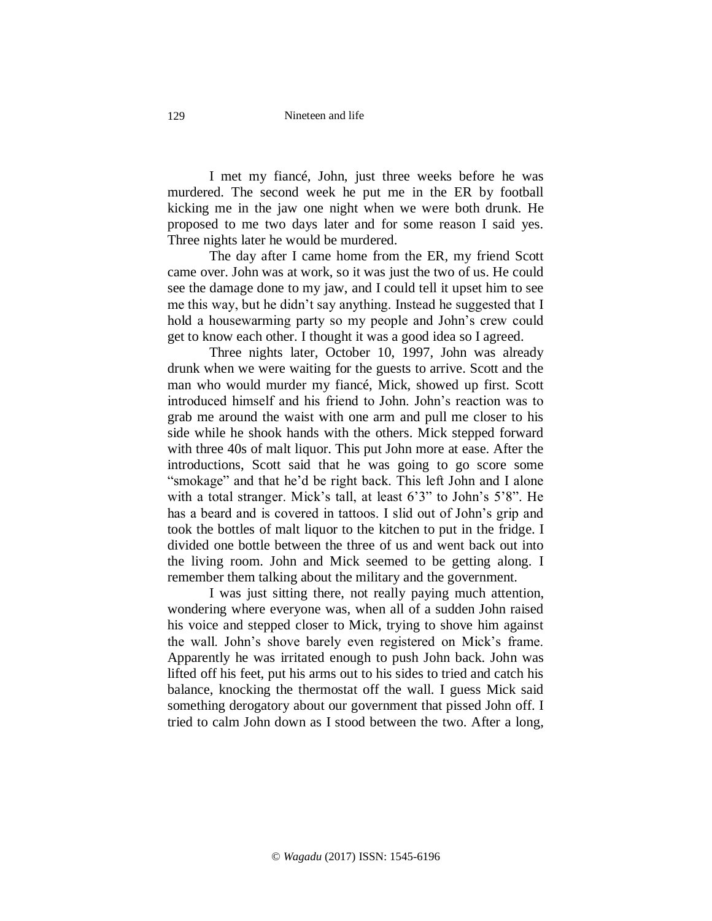I met my fiancé, John, just three weeks before he was murdered. The second week he put me in the ER by football kicking me in the jaw one night when we were both drunk. He proposed to me two days later and for some reason I said yes. Three nights later he would be murdered.

The day after I came home from the ER, my friend Scott came over. John was at work, so it was just the two of us. He could see the damage done to my jaw, and I could tell it upset him to see me this way, but he didn't say anything. Instead he suggested that I hold a housewarming party so my people and John's crew could get to know each other. I thought it was a good idea so I agreed.

Three nights later, October 10, 1997, John was already drunk when we were waiting for the guests to arrive. Scott and the man who would murder my fiancé, Mick, showed up first. Scott introduced himself and his friend to John. John's reaction was to grab me around the waist with one arm and pull me closer to his side while he shook hands with the others. Mick stepped forward with three 40s of malt liquor. This put John more at ease. After the introductions, Scott said that he was going to go score some "smokage" and that he'd be right back. This left John and I alone with a total stranger. Mick's tall, at least 6'3" to John's 5'8". He has a beard and is covered in tattoos. I slid out of John's grip and took the bottles of malt liquor to the kitchen to put in the fridge. I divided one bottle between the three of us and went back out into the living room. John and Mick seemed to be getting along. I remember them talking about the military and the government.

I was just sitting there, not really paying much attention, wondering where everyone was, when all of a sudden John raised his voice and stepped closer to Mick, trying to shove him against the wall. John's shove barely even registered on Mick's frame. Apparently he was irritated enough to push John back. John was lifted off his feet, put his arms out to his sides to tried and catch his balance, knocking the thermostat off the wall. I guess Mick said something derogatory about our government that pissed John off. I tried to calm John down as I stood between the two. After a long,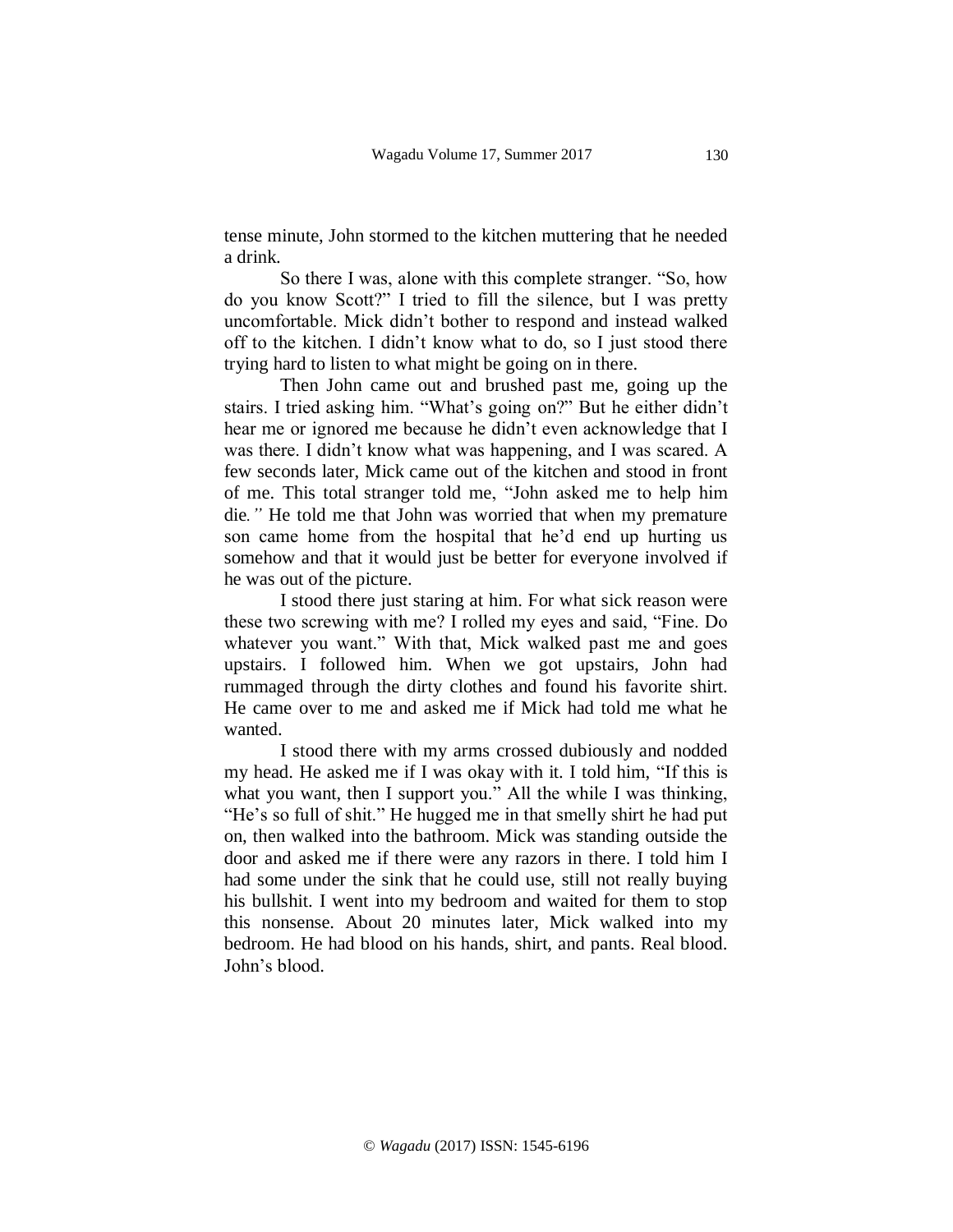tense minute, John stormed to the kitchen muttering that he needed a drink.

So there I was, alone with this complete stranger. "So, how do you know Scott?" I tried to fill the silence, but I was pretty uncomfortable. Mick didn't bother to respond and instead walked off to the kitchen. I didn't know what to do, so I just stood there trying hard to listen to what might be going on in there.

Then John came out and brushed past me, going up the stairs. I tried asking him. "What's going on?" But he either didn't hear me or ignored me because he didn't even acknowledge that I was there. I didn't know what was happening, and I was scared. A few seconds later, Mick came out of the kitchen and stood in front of me. This total stranger told me, "John asked me to help him die*."* He told me that John was worried that when my premature son came home from the hospital that he'd end up hurting us somehow and that it would just be better for everyone involved if he was out of the picture.

I stood there just staring at him. For what sick reason were these two screwing with me? I rolled my eyes and said, "Fine. Do whatever you want." With that, Mick walked past me and goes upstairs. I followed him. When we got upstairs, John had rummaged through the dirty clothes and found his favorite shirt. He came over to me and asked me if Mick had told me what he wanted.

I stood there with my arms crossed dubiously and nodded my head. He asked me if I was okay with it. I told him, "If this is what you want, then I support you." All the while I was thinking, "He's so full of shit." He hugged me in that smelly shirt he had put on, then walked into the bathroom. Mick was standing outside the door and asked me if there were any razors in there. I told him I had some under the sink that he could use, still not really buying his bullshit. I went into my bedroom and waited for them to stop this nonsense. About 20 minutes later, Mick walked into my bedroom. He had blood on his hands, shirt, and pants. Real blood. John's blood.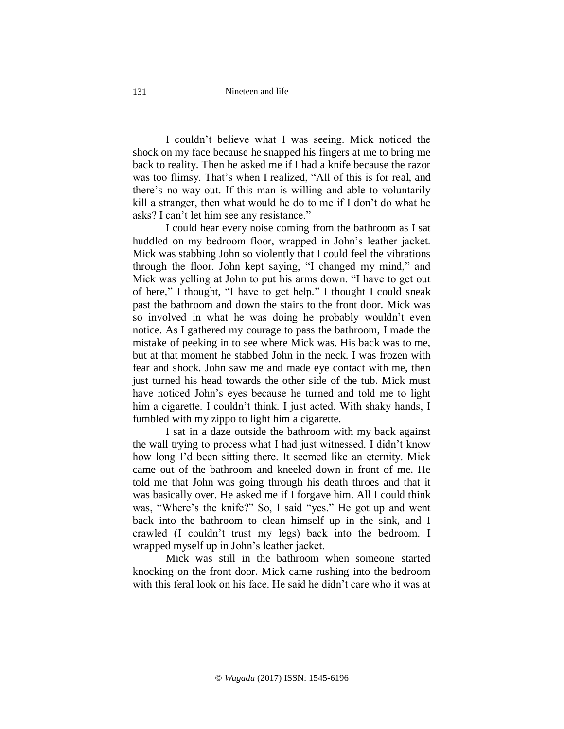I couldn't believe what I was seeing. Mick noticed the shock on my face because he snapped his fingers at me to bring me back to reality. Then he asked me if I had a knife because the razor was too flimsy. That's when I realized, "All of this is for real, and there's no way out. If this man is willing and able to voluntarily kill a stranger, then what would he do to me if I don't do what he asks? I can't let him see any resistance."

I could hear every noise coming from the bathroom as I sat huddled on my bedroom floor, wrapped in John's leather jacket. Mick was stabbing John so violently that I could feel the vibrations through the floor. John kept saying, "I changed my mind," and Mick was yelling at John to put his arms down. "I have to get out of here," I thought, "I have to get help." I thought I could sneak past the bathroom and down the stairs to the front door. Mick was so involved in what he was doing he probably wouldn't even notice. As I gathered my courage to pass the bathroom, I made the mistake of peeking in to see where Mick was. His back was to me, but at that moment he stabbed John in the neck. I was frozen with fear and shock. John saw me and made eye contact with me, then just turned his head towards the other side of the tub. Mick must have noticed John's eyes because he turned and told me to light him a cigarette. I couldn't think. I just acted. With shaky hands, I fumbled with my zippo to light him a cigarette.

I sat in a daze outside the bathroom with my back against the wall trying to process what I had just witnessed. I didn't know how long I'd been sitting there. It seemed like an eternity. Mick came out of the bathroom and kneeled down in front of me. He told me that John was going through his death throes and that it was basically over. He asked me if I forgave him. All I could think was, "Where's the knife?" So, I said "yes." He got up and went back into the bathroom to clean himself up in the sink, and I crawled (I couldn't trust my legs) back into the bedroom. I wrapped myself up in John's leather jacket.

Mick was still in the bathroom when someone started knocking on the front door. Mick came rushing into the bedroom with this feral look on his face. He said he didn't care who it was at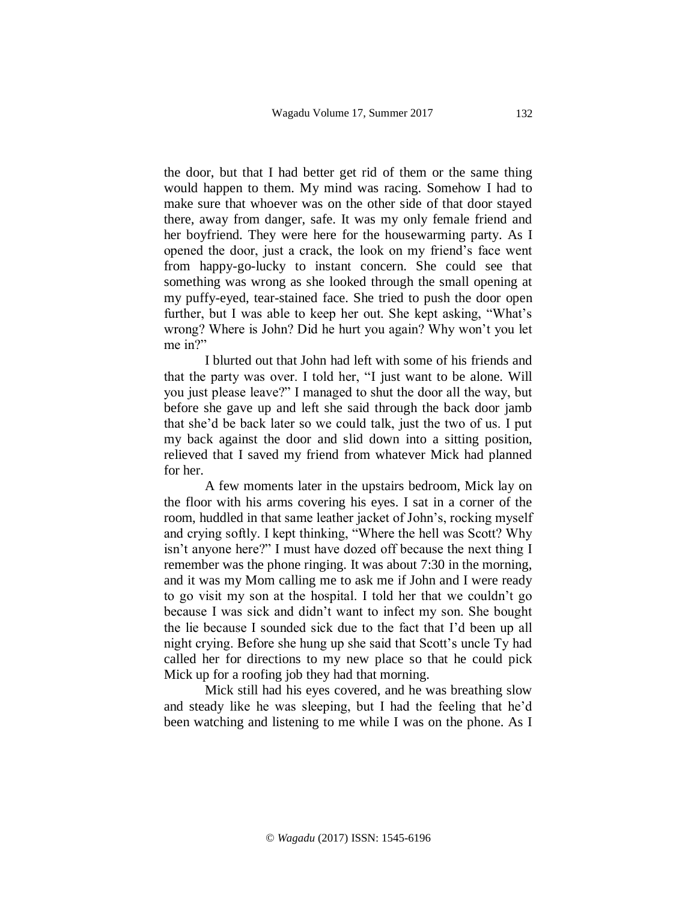the door, but that I had better get rid of them or the same thing would happen to them. My mind was racing. Somehow I had to make sure that whoever was on the other side of that door stayed there, away from danger, safe. It was my only female friend and her boyfriend. They were here for the housewarming party. As I opened the door, just a crack, the look on my friend's face went from happy-go-lucky to instant concern. She could see that something was wrong as she looked through the small opening at my puffy-eyed, tear-stained face. She tried to push the door open further, but I was able to keep her out. She kept asking, "What's wrong? Where is John? Did he hurt you again? Why won't you let me in?"

I blurted out that John had left with some of his friends and that the party was over. I told her, "I just want to be alone. Will you just please leave?" I managed to shut the door all the way, but before she gave up and left she said through the back door jamb that she'd be back later so we could talk, just the two of us. I put my back against the door and slid down into a sitting position, relieved that I saved my friend from whatever Mick had planned for her.

A few moments later in the upstairs bedroom, Mick lay on the floor with his arms covering his eyes. I sat in a corner of the room, huddled in that same leather jacket of John's, rocking myself and crying softly. I kept thinking, "Where the hell was Scott? Why isn't anyone here?" I must have dozed off because the next thing I remember was the phone ringing. It was about 7:30 in the morning, and it was my Mom calling me to ask me if John and I were ready to go visit my son at the hospital. I told her that we couldn't go because I was sick and didn't want to infect my son. She bought the lie because I sounded sick due to the fact that I'd been up all night crying. Before she hung up she said that Scott's uncle Ty had called her for directions to my new place so that he could pick Mick up for a roofing job they had that morning.

Mick still had his eyes covered, and he was breathing slow and steady like he was sleeping, but I had the feeling that he'd been watching and listening to me while I was on the phone. As I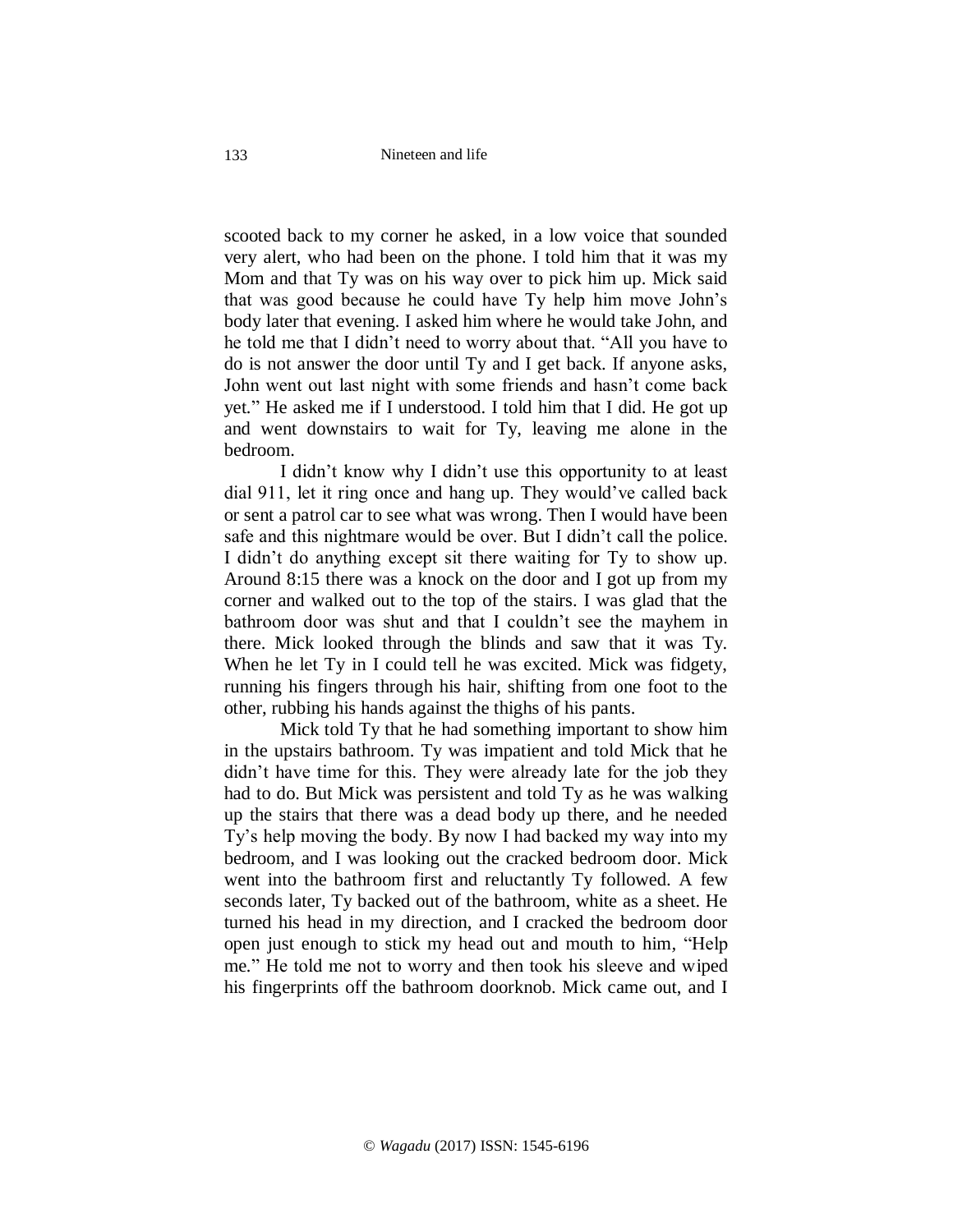scooted back to my corner he asked, in a low voice that sounded very alert, who had been on the phone. I told him that it was my Mom and that Ty was on his way over to pick him up. Mick said that was good because he could have Ty help him move John's body later that evening. I asked him where he would take John, and he told me that I didn't need to worry about that. "All you have to do is not answer the door until Ty and I get back. If anyone asks, John went out last night with some friends and hasn't come back yet." He asked me if I understood. I told him that I did. He got up and went downstairs to wait for Ty, leaving me alone in the bedroom.

I didn't know why I didn't use this opportunity to at least dial 911, let it ring once and hang up. They would've called back or sent a patrol car to see what was wrong. Then I would have been safe and this nightmare would be over. But I didn't call the police. I didn't do anything except sit there waiting for Ty to show up. Around 8:15 there was a knock on the door and I got up from my corner and walked out to the top of the stairs. I was glad that the bathroom door was shut and that I couldn't see the mayhem in there. Mick looked through the blinds and saw that it was Ty. When he let Ty in I could tell he was excited. Mick was fidgety, running his fingers through his hair, shifting from one foot to the other, rubbing his hands against the thighs of his pants.

Mick told Ty that he had something important to show him in the upstairs bathroom. Ty was impatient and told Mick that he didn't have time for this. They were already late for the job they had to do. But Mick was persistent and told Ty as he was walking up the stairs that there was a dead body up there, and he needed Ty's help moving the body. By now I had backed my way into my bedroom, and I was looking out the cracked bedroom door. Mick went into the bathroom first and reluctantly Ty followed. A few seconds later, Ty backed out of the bathroom, white as a sheet. He turned his head in my direction, and I cracked the bedroom door open just enough to stick my head out and mouth to him, "Help me." He told me not to worry and then took his sleeve and wiped his fingerprints off the bathroom doorknob. Mick came out, and I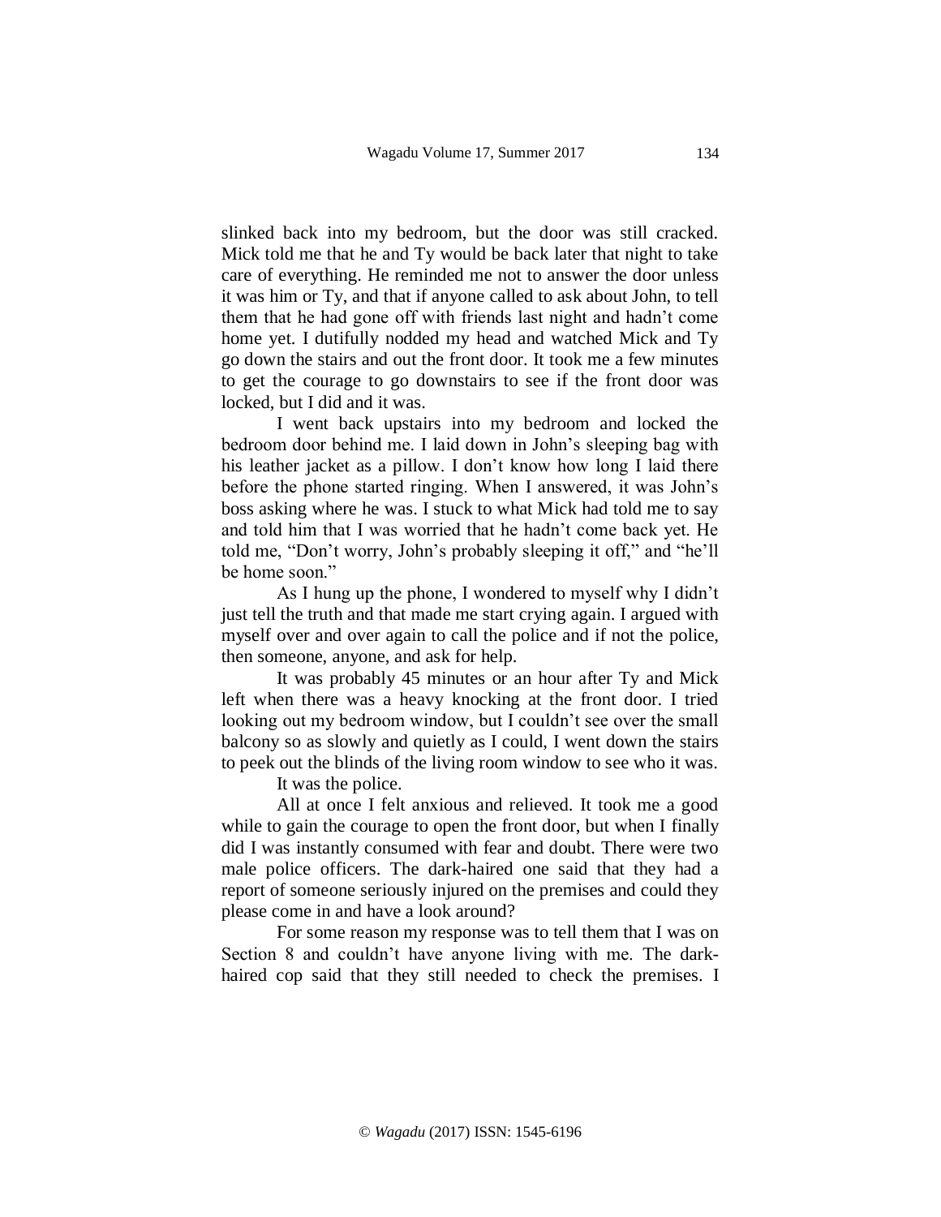slinked back into my bedroom, but the door was still cracked. Mick told me that he and Ty would be back later that night to take care of everything. He reminded me not to answer the door unless it was him or Ty, and that if anyone called to ask about John, to tell them that he had gone off with friends last night and hadn't come home yet. I dutifully nodded my head and watched Mick and Ty go down the stairs and out the front door. It took me a few minutes to get the courage to go downstairs to see if the front door was locked, but I did and it was.

I went back upstairs into my bedroom and locked the bedroom door behind me. I laid down in John's sleeping bag with his leather jacket as a pillow. I don't know how long I laid there before the phone started ringing. When I answered, it was John's boss asking where he was. I stuck to what Mick had told me to say and told him that I was worried that he hadn't come back yet. He told me, "Don't worry, John's probably sleeping it off," and "he'll be home soon."

As I hung up the phone, I wondered to myself why I didn't just tell the truth and that made me start crying again. I argued with myself over and over again to call the police and if not the police, then someone, anyone, and ask for help.

It was probably 45 minutes or an hour after Ty and Mick left when there was a heavy knocking at the front door. I tried looking out my bedroom window, but I couldn't see over the small balcony so as slowly and quietly as I could, I went down the stairs to peek out the blinds of the living room window to see who it was.

It was the police.

All at once I felt anxious and relieved. It took me a good while to gain the courage to open the front door, but when I finally did I was instantly consumed with fear and doubt. There were two male police officers. The dark-haired one said that they had a report of someone seriously injured on the premises and could they please come in and have a look around?

For some reason my response was to tell them that I was on Section 8 and couldn't have anyone living with me. The dark-haired cop said that they still needed to check the premises. I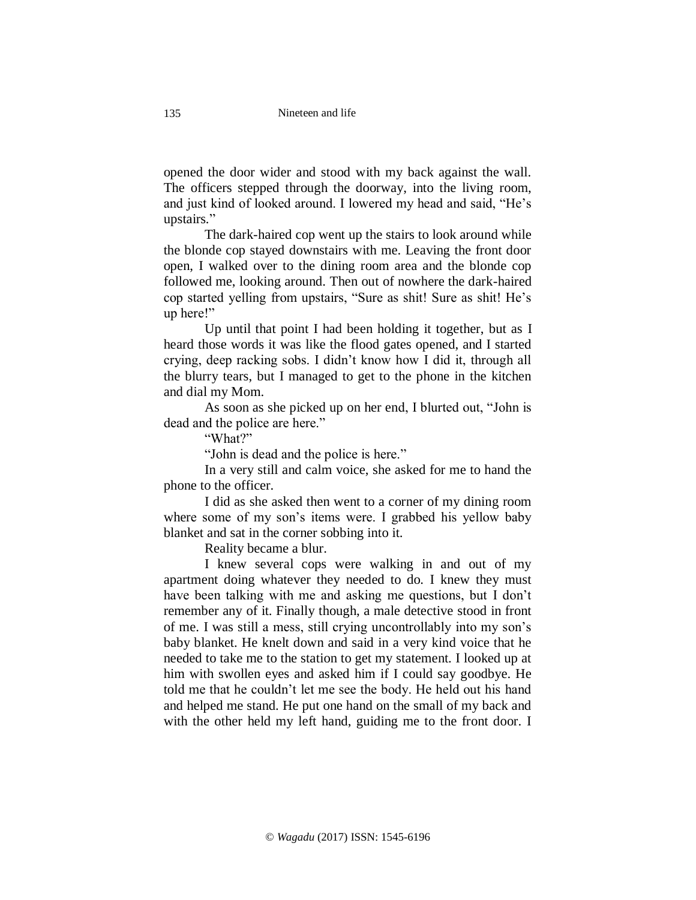opened the door wider and stood with my back against the wall. The officers stepped through the doorway, into the living room, and just kind of looked around. I lowered my head and said, "He's upstairs."

The dark-haired cop went up the stairs to look around while the blonde cop stayed downstairs with me. Leaving the front door open, I walked over to the dining room area and the blonde cop followed me, looking around. Then out of nowhere the dark-haired cop started yelling from upstairs, "Sure as shit! Sure as shit! He's up here!"

Up until that point I had been holding it together, but as I heard those words it was like the flood gates opened, and I started crying, deep racking sobs. I didn't know how I did it, through all the blurry tears, but I managed to get to the phone in the kitchen and dial my Mom.

As soon as she picked up on her end, I blurted out, "John is dead and the police are here."

"What?"

"John is dead and the police is here."

In a very still and calm voice, she asked for me to hand the phone to the officer.

I did as she asked then went to a corner of my dining room where some of my son's items were. I grabbed his yellow baby blanket and sat in the corner sobbing into it.

Reality became a blur.

I knew several cops were walking in and out of my apartment doing whatever they needed to do. I knew they must have been talking with me and asking me questions, but I don't remember any of it. Finally though, a male detective stood in front of me. I was still a mess, still crying uncontrollably into my son's baby blanket. He knelt down and said in a very kind voice that he needed to take me to the station to get my statement. I looked up at him with swollen eyes and asked him if I could say goodbye. He told me that he couldn't let me see the body. He held out his hand and helped me stand. He put one hand on the small of my back and with the other held my left hand, guiding me to the front door. I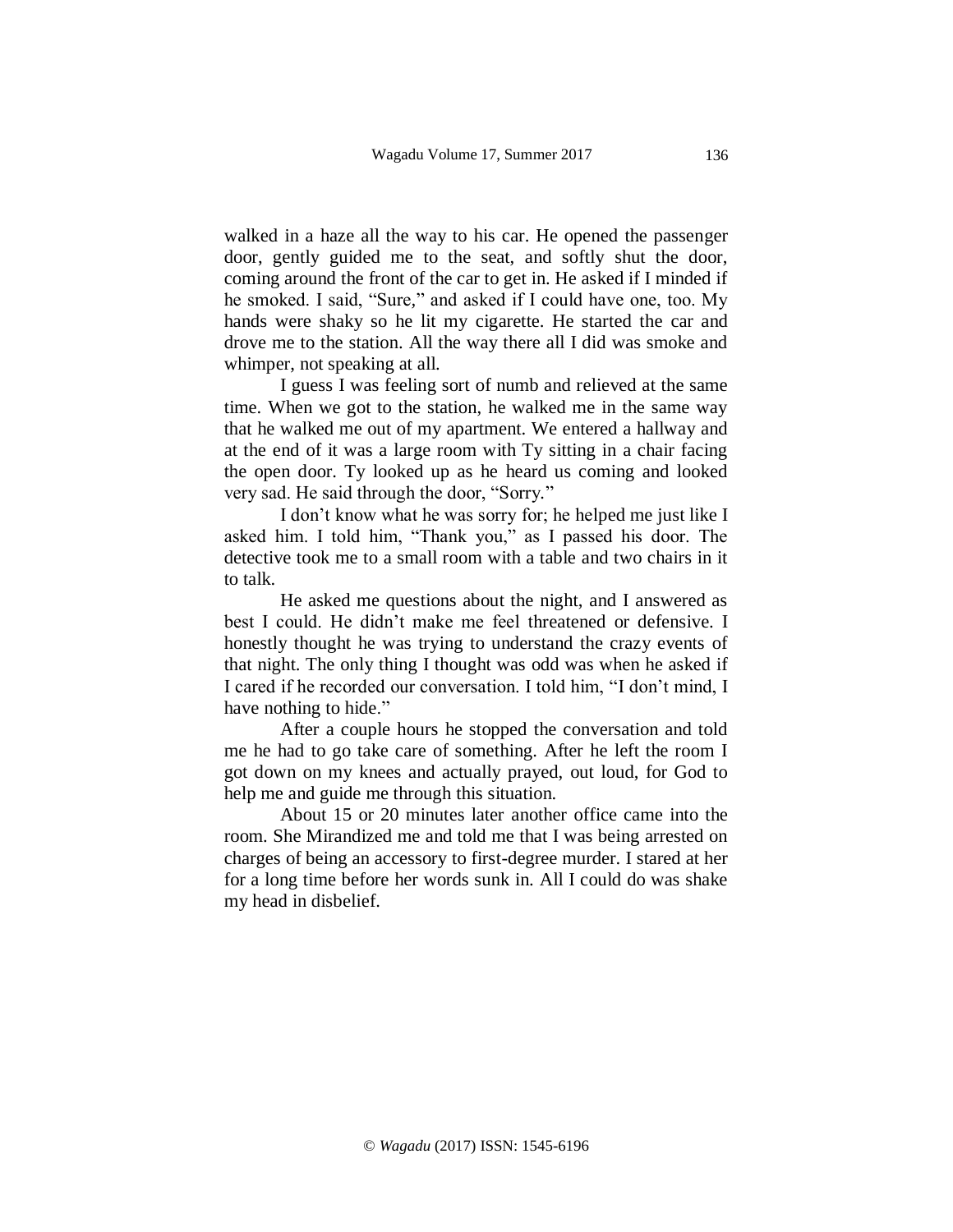walked in a haze all the way to his car. He opened the passenger door, gently guided me to the seat, and softly shut the door, coming around the front of the car to get in. He asked if I minded if he smoked. I said, "Sure," and asked if I could have one, too. My hands were shaky so he lit my cigarette. He started the car and drove me to the station. All the way there all I did was smoke and whimper, not speaking at all.

I guess I was feeling sort of numb and relieved at the same time. When we got to the station, he walked me in the same way that he walked me out of my apartment. We entered a hallway and at the end of it was a large room with Ty sitting in a chair facing the open door. Ty looked up as he heard us coming and looked very sad. He said through the door, "Sorry."

I don't know what he was sorry for; he helped me just like I asked him. I told him, "Thank you," as I passed his door. The detective took me to a small room with a table and two chairs in it to talk.

He asked me questions about the night, and I answered as best I could. He didn't make me feel threatened or defensive. I honestly thought he was trying to understand the crazy events of that night. The only thing I thought was odd was when he asked if I cared if he recorded our conversation. I told him, "I don't mind, I have nothing to hide."

After a couple hours he stopped the conversation and told me he had to go take care of something. After he left the room I got down on my knees and actually prayed, out loud, for God to help me and guide me through this situation.

About 15 or 20 minutes later another office came into the room. She Mirandized me and told me that I was being arrested on charges of being an accessory to first-degree murder. I stared at her for a long time before her words sunk in. All I could do was shake my head in disbelief.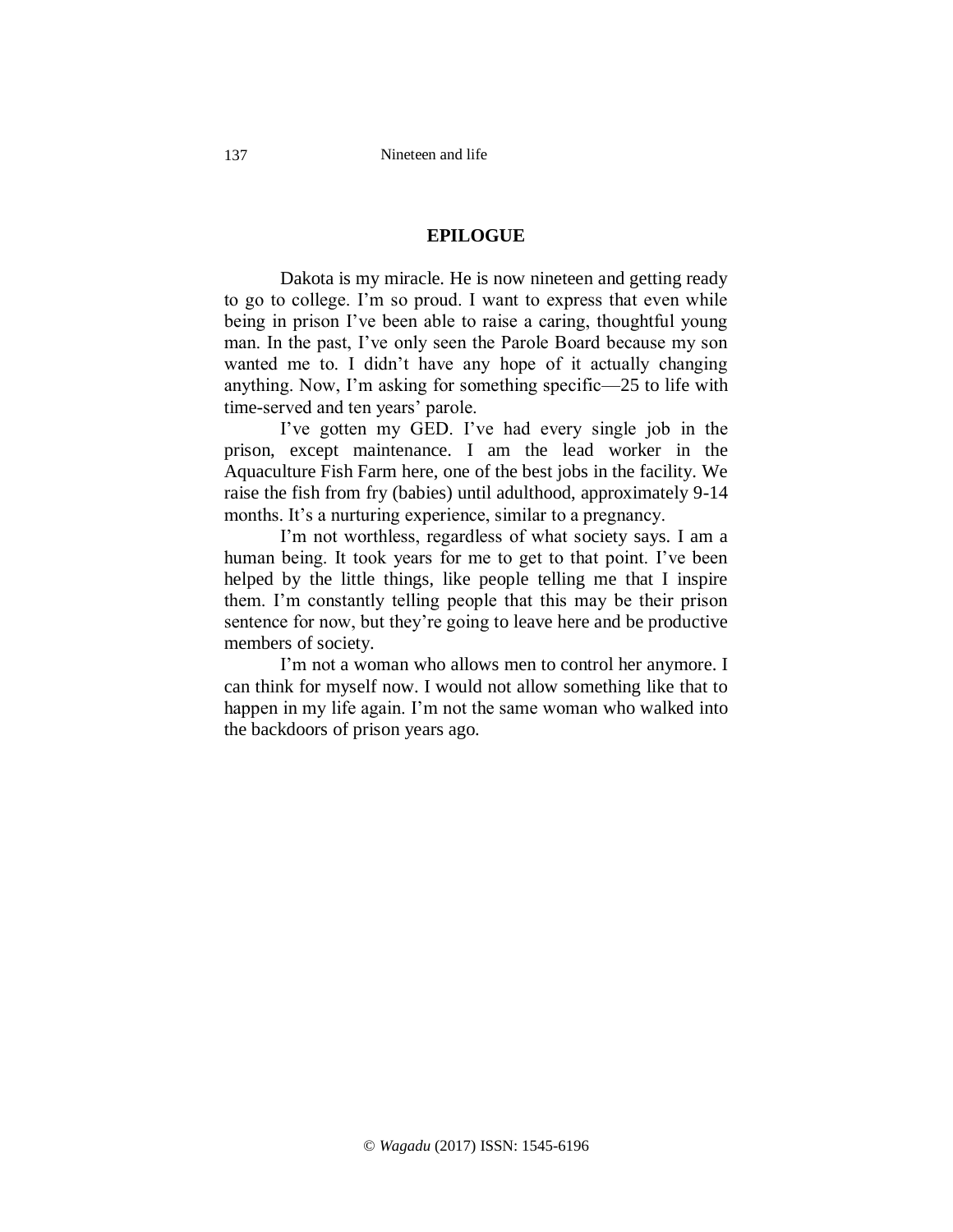## EPILOGUE

Dakota is my miracle. He is now nineteen and getting ready to go to college. I'm so proud. I want to express that even while being in prison I've been able to raise a caring, thoughtful young man. In the past, I've only seen the Parole Board because my son wanted me to. I didn't have any hope of it actually changing anything. Now, I'm asking for something specific—25 to life with time-served and ten years' parole.

I've gotten my GED. I've had every single job in the prison, except maintenance. I am the lead worker in the Aquaculture Fish Farm here, one of the best jobs in the facility. We raise the fish from fry (babies) until adulthood, approximately 9-14 months. It's a nurturing experience, similar to a pregnancy.

I'm not worthless, regardless of what society says. I am a human being. It took years for me to get to that point. I've been helped by the little things, like people telling me that I inspire them. I'm constantly telling people that this may be their prison sentence for now, but they're going to leave here and be productive members of society.

I'm not a woman who allows men to control her anymore. I can think for myself now. I would not allow something like that to happen in my life again. I'm not the same woman who walked into the backdoors of prison years ago.